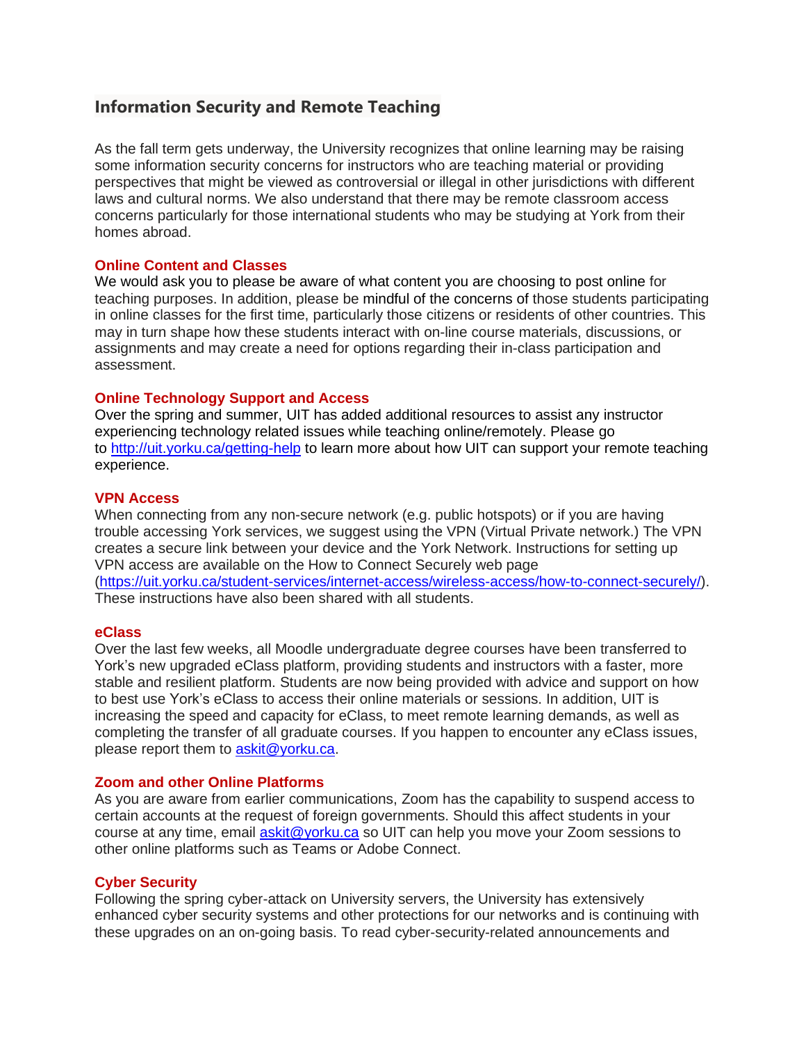## Information Security and Remote Teaching

As the fall term gets underway, the University recognizes that online learning may be raising some information security concerns for instructors who are teaching material or providing perspectives that might be viewed as controversial or illegal in other jurisdictions with different laws and cultural norms. We also understand that there may be remote classroom access concerns particularly for those international students who may be studying at York from their homes abroad.

### Online Content and Classes

We would ask you to please be aware of what content you are choosing to post online for teaching purposes. In addition, please be mindful of the concerns of those students participating in online classes for the first time, particularly those citizens or residents of other countries. This may in turn shape how these students interact with on-line course materials, discussions, or assignments and may create a need for options regarding their in-class participation and assessment.

### Online Technology Support and Access

Over the spring and summer, UIT has added additional resources to assist any instructor experiencing technology related issues while teaching online/remotely. Please go to [http://uit.yorku.ca/getting-help](http://uit.yorku.ca/getting-help) to learn more about how UIT can support your remote teaching experience.

### VPN Access

When connecting from any non-secure network (e.g. public hotspots) or if you are having trouble accessing York services, we suggest using the VPN (Virtual Private network.) The VPN creates a secure link between your device and the York Network. Instructions for setting up VPN access are available on the How to Connect Securely web page ([https://uit.yorku.ca/student-services/internet-access/wireless-access/how-to-connect-securely/](https://uit.yorku.ca/student-services/internet-access/wireless-access/how-to-connect-securely/)). These instructions have also been shared with all students.

### eClass

Over the last few weeks, all Moodle undergraduate degree courses have been transferred to York's new upgraded eClass platform, providing students and instructors with a faster, more stable and resilient platform. Students are now being provided with advice and support on how to best use York's eClass to access their online materials or sessions. In addition, UIT is increasing the speed and capacity for eClass, to meet remote learning demands, as well as completing the transfer of all graduate courses. If you happen to encounter any eClass issues, please report them to [askit@yorku.ca](mailto:askit@yorku.ca).

### Zoom and other Online Platforms

As you are aware from earlier communications, Zoom has the capability to suspend access to certain accounts at the request of foreign governments. Should this affect students in your course at any time, email [askit@yorku.ca](mailto:askit@yorku.ca) so UIT can help you move your Zoom sessions to other online platforms such as Teams or Adobe Connect.

### Cyber Security

Following the spring cyber-attack on University servers, the University has extensively enhanced cyber security systems and other protections for our networks and is continuing with these upgrades on an on-going basis. To read cyber-security-related announcements and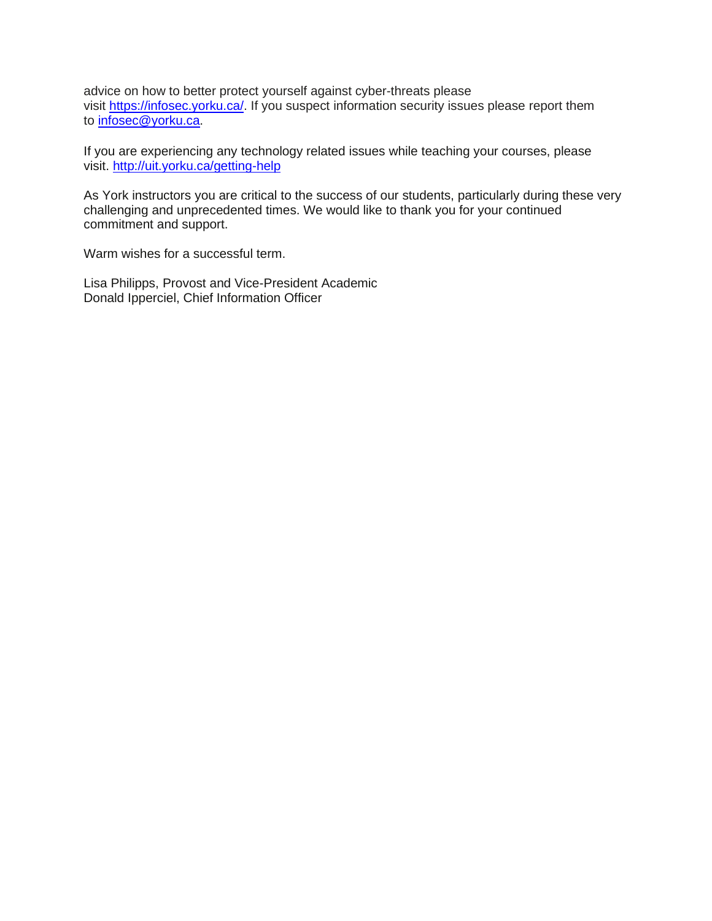advice on how to better protect yourself against cyber-threats please visit [https://infosec.yorku.ca/](https://infosec.yorku.ca/). If you suspect information security issues please report them to [infosec@yorku.ca](mailto:infosec@yorku.ca).

If you are experiencing any technology related issues while teaching your courses, please visit. [http://uit.yorku.ca/getting-help](http://uit.yorku.ca/getting-help)

As York instructors you are critical to the success of our students, particularly during these very challenging and unprecedented times. We would like to thank you for your continued commitment and support.

Warm wishes for a successful term.

Lisa Philipps, Provost and Vice-President Academic
Donald Ipperciel, Chief Information Officer